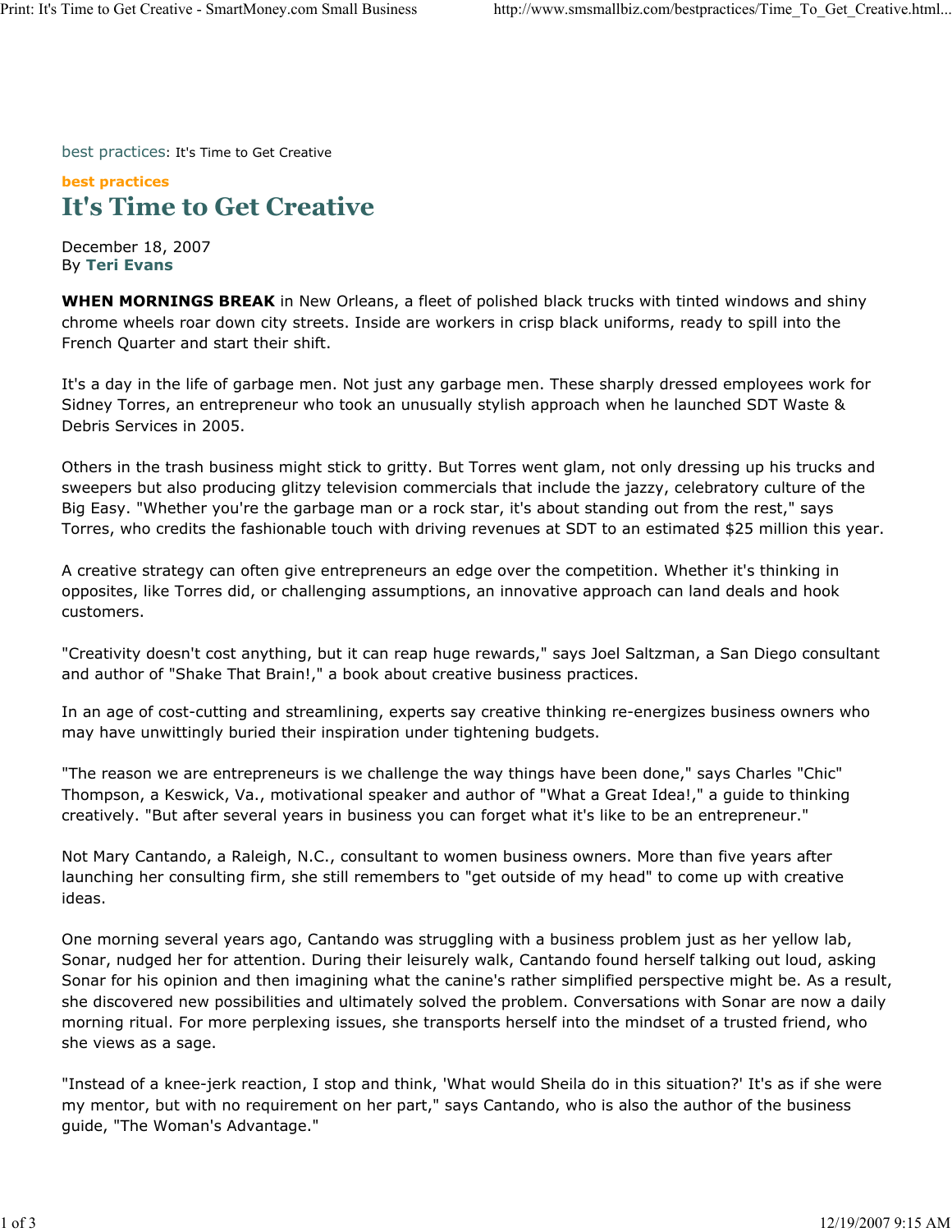best practices: It's Time to Get Creative

**best practices**

# It's Time to Get Creative

December 18, 2007
By **Teri Evans**

**WHEN MORNINGS BREAK** in New Orleans, a fleet of polished black trucks with tinted windows and shiny chrome wheels roar down city streets. Inside are workers in crisp black uniforms, ready to spill into the French Quarter and start their shift.

It's a day in the life of garbage men. Not just any garbage men. These sharply dressed employees work for Sidney Torres, an entrepreneur who took an unusually stylish approach when he launched SDT Waste & Debris Services in 2005.

Others in the trash business might stick to gritty. But Torres went glam, not only dressing up his trucks and sweepers but also producing glitzy television commercials that include the jazzy, celebratory culture of the Big Easy. "Whether you're the garbage man or a rock star, it's about standing out from the rest," says Torres, who credits the fashionable touch with driving revenues at SDT to an estimated $25 million this year.

A creative strategy can often give entrepreneurs an edge over the competition. Whether it's thinking in opposites, like Torres did, or challenging assumptions, an innovative approach can land deals and hook customers.

"Creativity doesn't cost anything, but it can reap huge rewards," says Joel Saltzman, a San Diego consultant and author of "Shake That Brain!," a book about creative business practices.

In an age of cost-cutting and streamlining, experts say creative thinking re-energizes business owners who may have unwittingly buried their inspiration under tightening budgets.

"The reason we are entrepreneurs is we challenge the way things have been done," says Charles "Chic" Thompson, a Keswick, Va., motivational speaker and author of "What a Great Idea!," a guide to thinking creatively. "But after several years in business you can forget what it's like to be an entrepreneur."

Not Mary Cantando, a Raleigh, N.C., consultant to women business owners. More than five years after launching her consulting firm, she still remembers to "get outside of my head" to come up with creative ideas.

One morning several years ago, Cantando was struggling with a business problem just as her yellow lab, Sonar, nudged her for attention. During their leisurely walk, Cantando found herself talking out loud, asking Sonar for his opinion and then imagining what the canine's rather simplified perspective might be. As a result, she discovered new possibilities and ultimately solved the problem. Conversations with Sonar are now a daily morning ritual. For more perplexing issues, she transports herself into the mindset of a trusted friend, who she views as a sage.

"Instead of a knee-jerk reaction, I stop and think, 'What would Sheila do in this situation?' It's as if she were my mentor, but with no requirement on her part," says Cantando, who is also the author of the business guide, "The Woman's Advantage."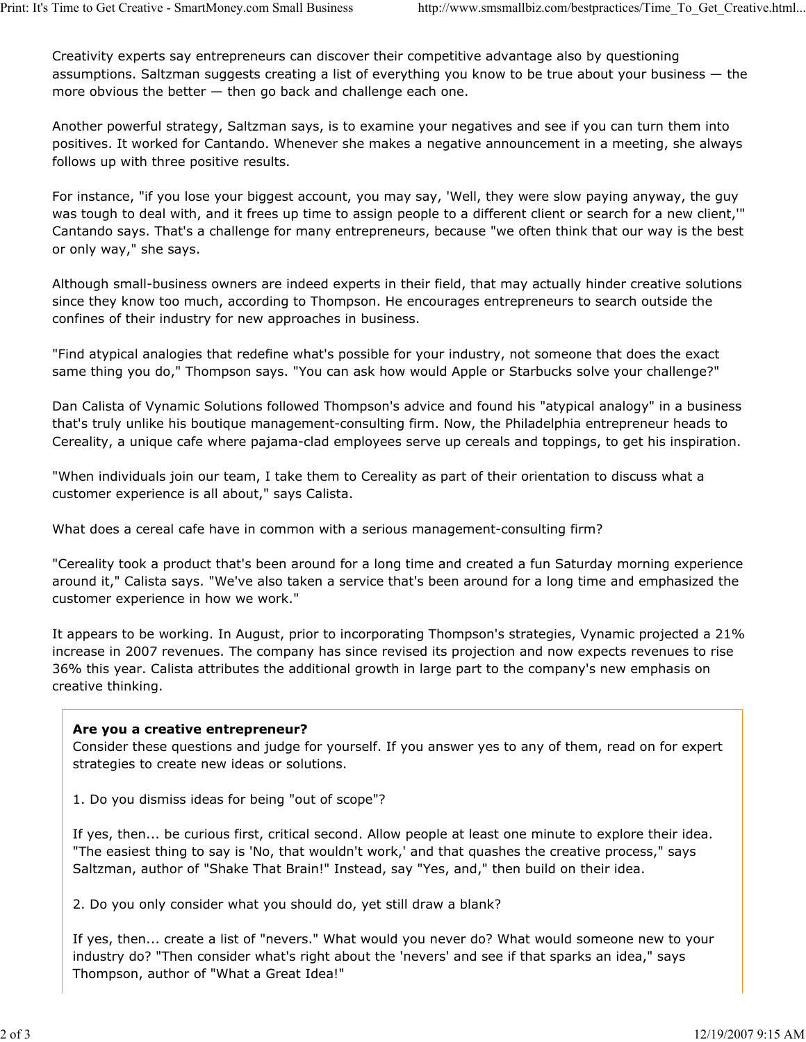Creativity experts say entrepreneurs can discover their competitive advantage also by questioning assumptions. Saltzman suggests creating a list of everything you know to be true about your business — the more obvious the better — then go back and challenge each one.

Another powerful strategy, Saltzman says, is to examine your negatives and see if you can turn them into positives. It worked for Cantando. Whenever she makes a negative announcement in a meeting, she always follows up with three positive results.

For instance, "if you lose your biggest account, you may say, 'Well, they were slow paying anyway, the guy was tough to deal with, and it frees up time to assign people to a different client or search for a new client,'" Cantando says. That's a challenge for many entrepreneurs, because "we often think that our way is the best or only way," she says.

Although small-business owners are indeed experts in their field, that may actually hinder creative solutions since they know too much, according to Thompson. He encourages entrepreneurs to search outside the confines of their industry for new approaches in business.

"Find atypical analogies that redefine what's possible for your industry, not someone that does the exact same thing you do," Thompson says. "You can ask how would Apple or Starbucks solve your challenge?"

Dan Calista of Vynamic Solutions followed Thompson's advice and found his "atypical analogy" in a business that's truly unlike his boutique management-consulting firm. Now, the Philadelphia entrepreneur heads to Cereality, a unique cafe where pajama-clad employees serve up cereals and toppings, to get his inspiration.

"When individuals join our team, I take them to Cereality as part of their orientation to discuss what a customer experience is all about," says Calista.

What does a cereal cafe have in common with a serious management-consulting firm?

"Cereality took a product that's been around for a long time and created a fun Saturday morning experience around it," Calista says. "We've also taken a service that's been around for a long time and emphasized the customer experience in how we work."

It appears to be working. In August, prior to incorporating Thompson's strategies, Vynamic projected a 21% increase in 2007 revenues. The company has since revised its projection and now expects revenues to rise 36% this year. Calista attributes the additional growth in large part to the company's new emphasis on creative thinking.

**Are you a creative entrepreneur?**
Consider these questions and judge for yourself. If you answer yes to any of them, read on for expert strategies to create new ideas or solutions.

1. Do you dismiss ideas for being "out of scope"?

If yes, then... be curious first, critical second. Allow people at least one minute to explore their idea. "The easiest thing to say is 'No, that wouldn't work,' and that quashes the creative process," says Saltzman, author of "Shake That Brain!" Instead, say "Yes, and," then build on their idea.

2. Do you only consider what you should do, yet still draw a blank?

If yes, then... create a list of "nevers." What would you never do? What would someone new to your industry do? "Then consider what's right about the 'nevers' and see if that sparks an idea," says Thompson, author of "What a Great Idea!"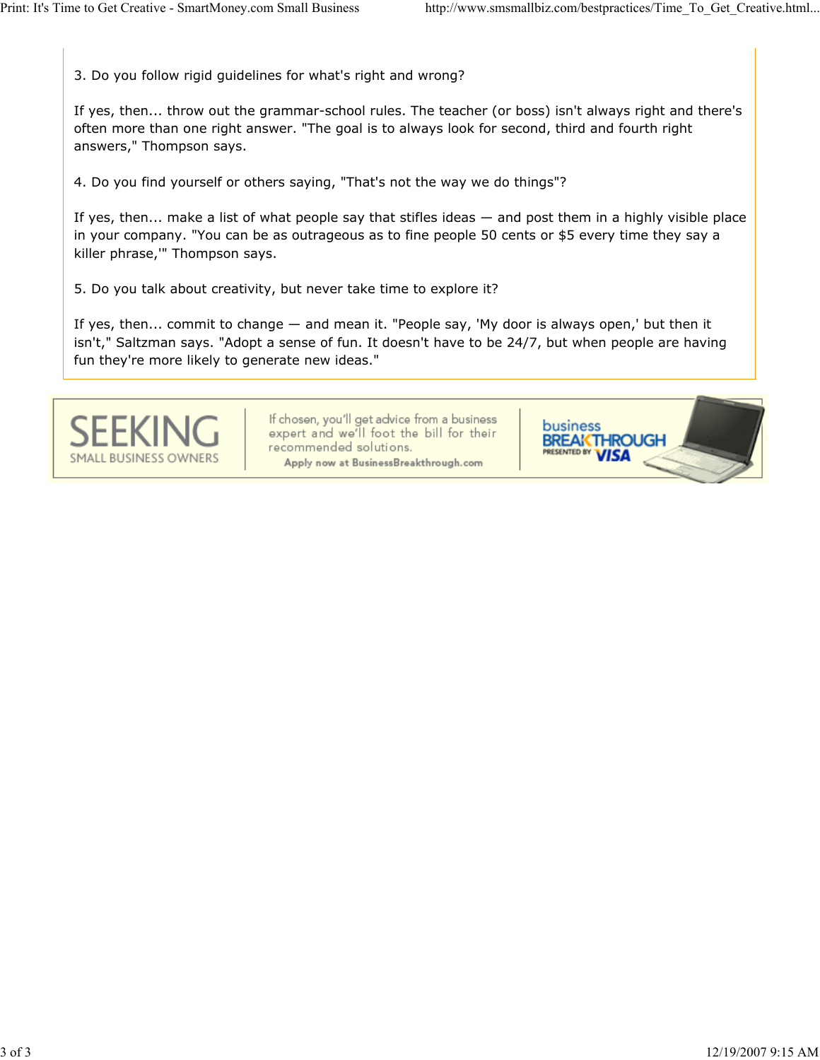3. Do you follow rigid guidelines for what's right and wrong?

If yes, then... throw out the grammar-school rules. The teacher (or boss) isn't always right and there's often more than one right answer. "The goal is to always look for second, third and fourth right answers," Thompson says.

4. Do you find yourself or others saying, "That's not the way we do things"?

If yes, then... make a list of what people say that stifles ideas — and post them in a highly visible place in your company. "You can be as outrageous as to fine people 50 cents or $5 every time they say a killer phrase,'" Thompson says.

5. Do you talk about creativity, but never take time to explore it?

If yes, then... commit to change — and mean it. "People say, 'My door is always open,' but then it isn't," Saltzman says. "Adopt a sense of fun. It doesn't have to be 24/7, but when people are having fun they're more likely to generate new ideas."

SEEKING SMALL BUSINESS OWNERS

If chosen, you'll get advice from a business expert and we'll foot the bill for their recommended solutions.

Apply now at BusinessBreakthrough.com

business BREAKTHROUGH PRESENTED BY VISA